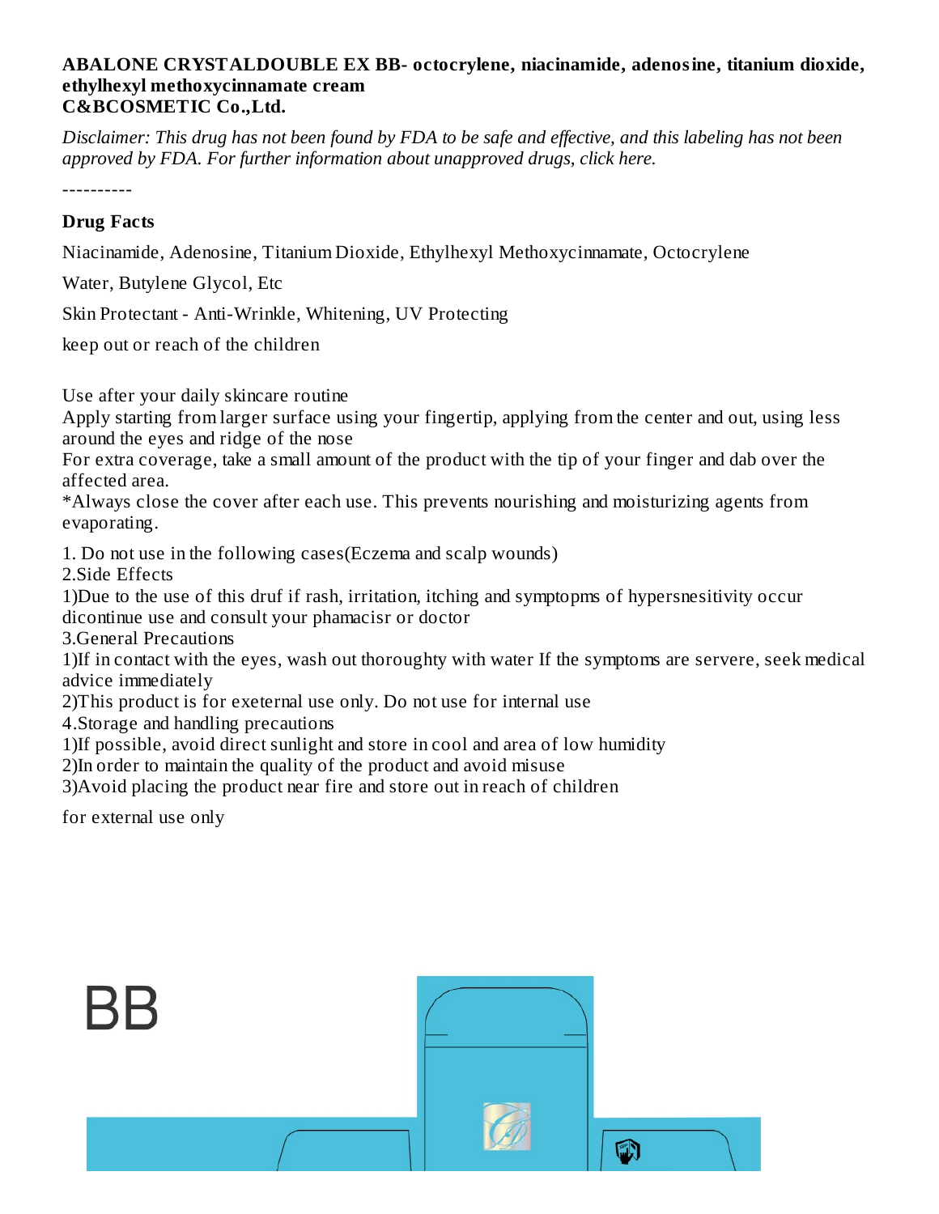**ABALONE CRYSTALDOUBLE EX BB- octocrylene, niacinamide, adenosine, titanium dioxide, ethylhexyl methoxycinnamate cream**
**C&BCOSMETIC Co.,Ltd.**

*Disclaimer: This drug has not been found by FDA to be safe and effective, and this labeling has not been approved by FDA. For further information about unapproved drugs, click here.*

----------

## Drug Facts

Niacinamide, Adenosine, Titanium Dioxide, Ethylhexyl Methoxycinnamate, Octocrylene

Water, Butylene Glycol, Etc

Skin Protectant - Anti-Wrinkle, Whitening, UV Protecting

keep out or reach of the children

Use after your daily skincare routine
Apply starting from larger surface using your fingertip, applying from the center and out, using less around the eyes and ridge of the nose
For extra coverage, take a small amount of the product with the tip of your finger and dab over the affected area.
*Always close the cover after each use. This prevents nourishing and moisturizing agents from evaporating.

1. Do not use in the following cases(Eczema and scalp wounds)
2.Side Effects
1)Due to the use of this druf if rash, irritation, itching and symptopms of hypersnesitivity occur dicontinue use and consult your phamacisr or doctor
3.General Precautions
1)If in contact with the eyes, wash out thoroughty with water If the symptoms are servere, seek medical advice immediately
2)This product is for exeternal use only. Do not use for internal use
4.Storage and handling precautions
1)If possible, avoid direct sunlight and store in cool and area of low humidity
2)In order to maintain the quality of the product and avoid misuse
3)Avoid placing the product near fire and store out in reach of children

for external use only

BB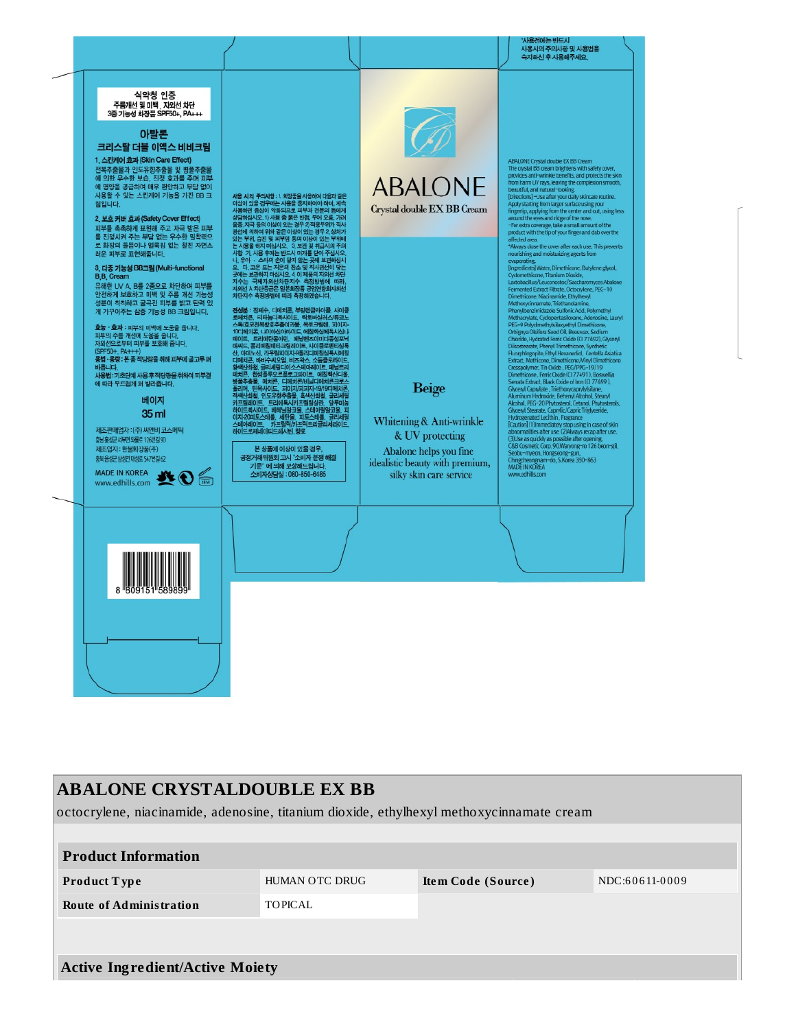사용전에는 반드시
사용시의 주의사항 및 사용법을
숙지하신 후 사용해주세요.

식약청 인증
주름개선 및 미백, 자외선 차단
3중 기능성 화장품 SPF50+, PA+++

## 아발론
## 크리스탈 더블 이엑스 비비크림

**1. 스킨케어 효과 (Skin Care Effect)**
전복추출물과 인도유향추출물 및 병풀추출물에 의한 우수한 보습, 진정 효과를 주며 피부에 영양을 공급하여 매우 편안하고 부담 없이 사용할 수 있는 스킨케어 기능을 가진 BB 크림입니다.

**2. 보호 커버 효과 (Safety Cover Effect)**
피부를 촉촉하게 표현해 주고 자극 받은 피부를 진정시켜 주는 부담 없는 우수한 밀착력으로 화장의 들뜸이나 얼룩짐 없는 맑진 자연스러운 피부로 표현해줍니다.

**3. 다중 기능성 BB크림 (Multi-functional B.B. Cream)**
유해한 UV A, B를 2중으로 차단하여 피부를 안전하게 보호하고 미백 및 주름 개선 기능성 성분이 적절하고 굴곡진 피부를 밝고 탄력 있게 가꾸어주는 삼중 기능성 BB 크림입니다.

**효능 · 효과** : 피부의 미백에 도움을 줍니다.
피부의 주름 개선에 도움을 줍니다.
자외선으로부터 피부를 보호해 줍니다.
(SPF50+, PA+++)
**용법 · 용량** : 본 품 적당량을 취해 피부에 골고루 펴 바릅니다.
**사용법** : 기초단계 사용 후 적당량을 취하여 피부결에 따라 부드럽게 펴 발라줍니다.

베이지
35 ml

제조판매업자 : (주) 씨앤비 코스메틱
충남 홍성군 서부면 와룡로 126번길 90
제조업자 : 한불화장품(주)
충북 음성군 삼성면 대성로 547번길 62

MADE IN KOREA
www.edhills.com

**사용 시의 주의사항** : 1. 화장품을 사용하여 다음과 같은 이상이 있을 경우에는 사용을 중지하여야 하며, 계속 사용하면 증상이 악화되므로 피부과 전문의 등에게 상담하십시오. 1) 사용 중 붉은 반점, 부어 오름, 가려움증, 자극 등의 이상이 있는 경우 2) 적용부위가 직사광선에 의하여 위와 같은 이상이 있는 경우 2. 상처가 있는 부위, 습진 및 피부염 등의 이상이 있는 부위에는 사용을 하지 마십시오. 3. 보관 및 취급시의 주의사항 가. 사용 후에는 반드시 마개를 닫아 주십시오. 나. 유아 · 소아의 손이 닿지 않는 곳에 보관하십시오. 다. 고온 또는 저온의 장소 및 직사광선이 닿는 곳에는 보관하지 마십시오. 4. 이 제품의 자외선 차단지수는 국제자외선차단지수 측정방법에 따라, 자외선 A 차단등급은 일본화장품공업연합회자외선 차단지수 측정방법에 따라 측정하였습니다.

**전성분** : 정제수, 디메치콘, 부틸렌글라이콜, 사이클로메치콘, 티타늄디옥사이드, 락토바실러스/류코노스톡/효모전복발효추출여과물, 옥토크릴렌, 피이지-10디메치콘, 나이아신아마이드, 에칠헥실메톡시신나메이트, 트리에탄올아민, 페닐벤즈이미다졸설포닉산, 폴리메칠메타크릴레이트, 사이클로펜타실록세인, 아데노신, 라우릴피이지-9폴리디메칠실록시에칠디메치콘, 비비수씨오일, 비즈왁스, 소듐클로라이드, 황색산화철, 글리세릴디이소스테아레이트, 페닐트리메치콘, 합성플루오르플로고파이트, 에칠헥산디올, 병풀추출물, 메치콘, 디메치콘/비닐디메치콘크로스폴리머, 틴옥사이드, 피이지/피피지-19/19디메치콘, 적색산화철, 인도유향추출물, 흑색산화철, 글리세릴카프릴레이트, 트리에톡시카프릴릴실란, 알루미늄하이드록사이드, 베헤닐알코올, 스테아릴알코올, 피이지-20피토스테롤, 세탄올, 피토스테롤, 글리세릴스테아레이트, 카프릴릭/카프릭트리글리세라이드, 하이드로제네이티드레시틴, 향료

본 상품에 이상이 있을 경우, 공정거래위원회 고시 "소비자 분쟁 해결 기준" 에 의해 보상해드립니다.
소비자상담실 : 080-850-6485

8 809151 589899

# ABALONE
Crystal double EX BB Cream

Beige

Whitening & Anti-wrinkle
& UV protecting

Abalone helps you fine idealistic beauty with premium, silky skin care service

ABALONE Crystal double EX BB Cream
The crystal BB cream brightens with safety cover, provides anti-wrinkle benefits, and protects the skin from harm UV rays, leaving the complexion smooth, beautiful, and natural-looking.
[Directions] -Use after your daily skincare routine. Apply starting from larger surface using your fingertip, applying from the center and out, using less around the eyes and ridge of the nose.
-For extra coverage, take a small amount of the product with the tip of your finger and dab over the affected area.
*Always close the cover after each use. This prevents nourishing and moisturizing agents from evaporating.
[Ingredients] Water, Dimethicone, Butylene glycol, Cyclomethicone, Titanium Dioxide, Lactobacillus/Leuconostoc/Saccharomyces Abalone Fermented Extract Filtrate, Octocrylene, PEG-10 Dimethicone, Niacinamide, Ethylhexyl Methoxycinnamate, Triethanolamine, Phenylbenzimidazole Sulfonic Acid, Polymethyl Methacrylate, Cyclopentasiloxane, Adenosine, Lauryl PEG-9 Polydimethylsiloxyethyl Dimethicone, Orbignya Oleifera Seed Oil, Beeswax, Sodium Chloride, Hydrated Ferric Oxide (CI 77492), Glyceryl Diisostearate, Phenyl Trimethicone, Synthetic Fluorphlogopite, Ethyl Hexanediol, Centella Asiatica Extract, Methicone, Dimethicone/Vinyl Dimethicone Crosspolymer, Tin Oxide, PEG/PPG-19/19 Dimethicone, Ferric Oxide (CI 77491), Boswellia Serrata Extract, Black Oxide of Iron (CI 77499), Glyceryl Caprylate, Triethoxycaprylylsilane, Aluminum Hydroxide, Behenyl Alcohol, Stearyl Alcohol, PEG-20 Phytosterol, Cetanol, Phytosterols, Glyceryl Stearate, Caprylic/Capric Triglyceride, Hydrogenated Lecithin, Fragrance
[Caution] (1)Immediately stop using in case of skin abnormalities after use. (2)Always recap after use. (3)Use as quickly as possible after opening.
C&B Cosmetic Corp. 90,Waryong-ro 126 beon-gil, Seobu-myeon, Hongseong-gun, Chingcheongnam-do, S.Korea 350-863
MADE IN KOREA
www.edhills.com

# ABALONE CRYSTALDOUBLE EX BB

octocrylene, niacinamide, adenosine, titanium dioxide, ethylhexyl methoxycinnamate cream

| Product Information | | | |
|---|---|---|---|
| **Product Type** | HUMAN OTC DRUG | **Item Code (Source)** | NDC:60611-0009 |
| **Route of Administration** | TOPICAL | | |

## Active Ingredient/Active Moiety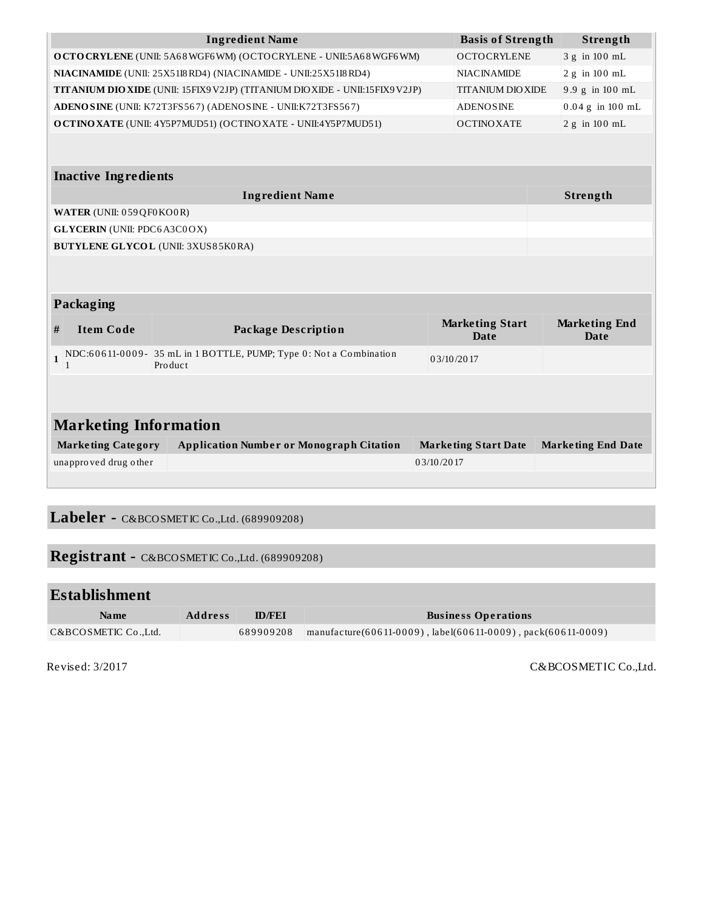| Ingredient Name | Basis of Strength | Strength |
| --- | --- | --- |
| **OCTOCRYLENE** (UNII: 5A68WGF6WM) (OCTOCRYLENE - UNII:5A68WGF6WM) | OCTOCRYLENE | 3 g in 100 mL |
| **NIACINAMIDE** (UNII: 25X51I8RD4) (NIACINAMIDE - UNII:25X51I8RD4) | NIACINAMIDE | 2 g in 100 mL |
| **TITANIUM DIOXIDE** (UNII: 15FIX9V2JP) (TITANIUM DIOXIDE - UNII:15FIX9V2JP) | TITANIUM DIOXIDE | 9.9 g in 100 mL |
| **ADENOSINE** (UNII: K72T3FS567) (ADENOSINE - UNII:K72T3FS567) | ADENOSINE | 0.04 g in 100 mL |
| **OCTINOXATE** (UNII: 4Y5P7MUD51) (OCTINOXATE - UNII:4Y5P7MUD51) | OCTINOXATE | 2 g in 100 mL |

### Inactive Ingredients

| Ingredient Name | Strength |
| --- | --- |
| **WATER** (UNII: 059QF0KO0R) | |
| **GLYCERIN** (UNII: PDC6A3C0OX) | |
| **BUTYLENE GLYCOL** (UNII: 3XUS85K0RA) | |

### Packaging

| # | Item Code | Package Description | Marketing Start Date | Marketing End Date |
| --- | --- | --- | --- | --- |
| 1 | NDC:60611-0009-1 | 35 mL in 1 BOTTLE, PUMP; Type 0: Not a Combination Product | 03/10/2017 | |

## Marketing Information

| Marketing Category | Application Number or Monograph Citation | Marketing Start Date | Marketing End Date |
| --- | --- | --- | --- |
| unapproved drug other | | 03/10/2017 | |

## Labeler - C&BCOSMETIC Co.,Ltd. (689909208)

## Registrant - C&BCOSMETIC Co.,Ltd. (689909208)

## Establishment

| Name | Address | ID/FEI | Business Operations |
| --- | --- | --- | --- |
| C&BCOSMETIC Co.,Ltd. | | 689909208 | manufacture(60611-0009) , label(60611-0009) , pack(60611-0009) |

Revised: 3/2017

C&BCOSMETIC Co.,Ltd.